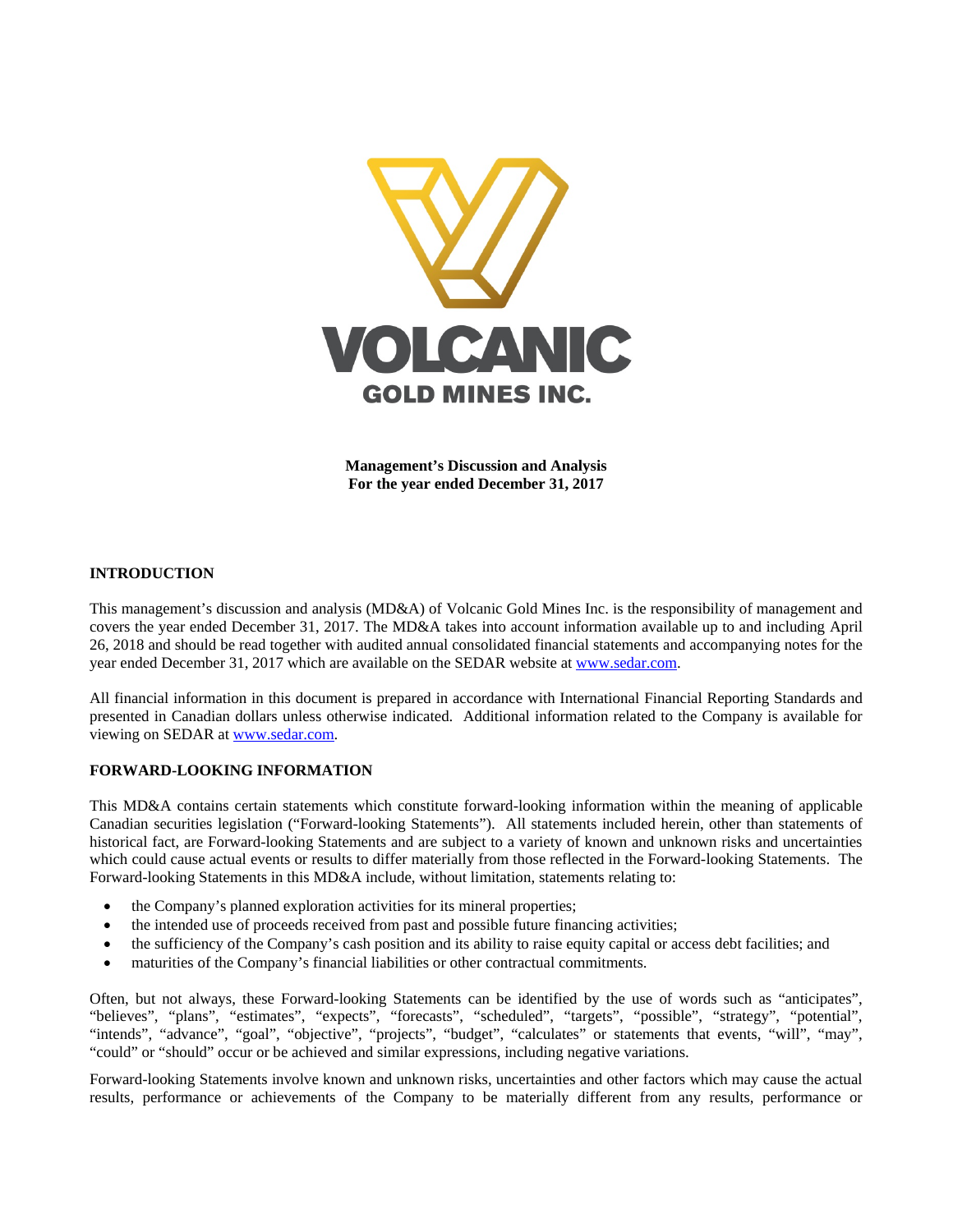**VOLCANIC**
**GOLD MINES INC.**

**Management's Discussion and Analysis**
**For the year ended December 31, 2017**

## INTRODUCTION

This management's discussion and analysis (MD&A) of Volcanic Gold Mines Inc. is the responsibility of management and covers the year ended December 31, 2017. The MD&A takes into account information available up to and including April 26, 2018 and should be read together with audited annual consolidated financial statements and accompanying notes for the year ended December 31, 2017 which are available on the SEDAR website at www.sedar.com.

All financial information in this document is prepared in accordance with International Financial Reporting Standards and presented in Canadian dollars unless otherwise indicated. Additional information related to the Company is available for viewing on SEDAR at www.sedar.com.

## FORWARD-LOOKING INFORMATION

This MD&A contains certain statements which constitute forward-looking information within the meaning of applicable Canadian securities legislation ("Forward-looking Statements"). All statements included herein, other than statements of historical fact, are Forward-looking Statements and are subject to a variety of known and unknown risks and uncertainties which could cause actual events or results to differ materially from those reflected in the Forward-looking Statements. The Forward-looking Statements in this MD&A include, without limitation, statements relating to:

- the Company's planned exploration activities for its mineral properties;
- the intended use of proceeds received from past and possible future financing activities;
- the sufficiency of the Company's cash position and its ability to raise equity capital or access debt facilities; and
- maturities of the Company's financial liabilities or other contractual commitments.

Often, but not always, these Forward-looking Statements can be identified by the use of words such as "anticipates", "believes", "plans", "estimates", "expects", "forecasts", "scheduled", "targets", "possible", "strategy", "potential", "intends", "advance", "goal", "objective", "projects", "budget", "calculates" or statements that events, "will", "may", "could" or "should" occur or be achieved and similar expressions, including negative variations.

Forward-looking Statements involve known and unknown risks, uncertainties and other factors which may cause the actual results, performance or achievements of the Company to be materially different from any results, performance or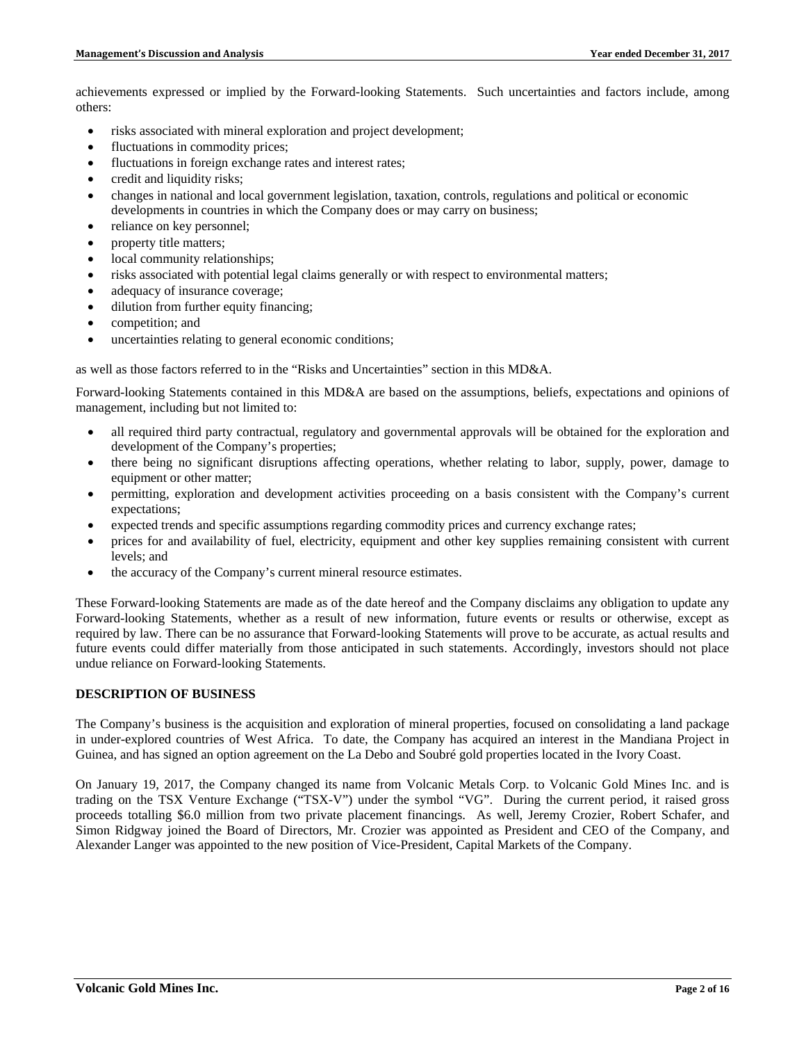achievements expressed or implied by the Forward-looking Statements. Such uncertainties and factors include, among others:

- risks associated with mineral exploration and project development;
- fluctuations in commodity prices;
- fluctuations in foreign exchange rates and interest rates;
- credit and liquidity risks;
- changes in national and local government legislation, taxation, controls, regulations and political or economic developments in countries in which the Company does or may carry on business;
- reliance on key personnel;
- property title matters;
- local community relationships;
- risks associated with potential legal claims generally or with respect to environmental matters;
- adequacy of insurance coverage;
- dilution from further equity financing;
- competition; and
- uncertainties relating to general economic conditions;

as well as those factors referred to in the "Risks and Uncertainties" section in this MD&A.

Forward-looking Statements contained in this MD&A are based on the assumptions, beliefs, expectations and opinions of management, including but not limited to:

- all required third party contractual, regulatory and governmental approvals will be obtained for the exploration and development of the Company's properties;
- there being no significant disruptions affecting operations, whether relating to labor, supply, power, damage to equipment or other matter;
- permitting, exploration and development activities proceeding on a basis consistent with the Company's current expectations;
- expected trends and specific assumptions regarding commodity prices and currency exchange rates;
- prices for and availability of fuel, electricity, equipment and other key supplies remaining consistent with current levels; and
- the accuracy of the Company's current mineral resource estimates.

These Forward-looking Statements are made as of the date hereof and the Company disclaims any obligation to update any Forward-looking Statements, whether as a result of new information, future events or results or otherwise, except as required by law. There can be no assurance that Forward-looking Statements will prove to be accurate, as actual results and future events could differ materially from those anticipated in such statements. Accordingly, investors should not place undue reliance on Forward-looking Statements.

## DESCRIPTION OF BUSINESS

The Company's business is the acquisition and exploration of mineral properties, focused on consolidating a land package in under-explored countries of West Africa. To date, the Company has acquired an interest in the Mandiana Project in Guinea, and has signed an option agreement on the La Debo and Soubré gold properties located in the Ivory Coast.

On January 19, 2017, the Company changed its name from Volcanic Metals Corp. to Volcanic Gold Mines Inc. and is trading on the TSX Venture Exchange ("TSX-V") under the symbol "VG". During the current period, it raised gross proceeds totalling $6.0 million from two private placement financings. As well, Jeremy Crozier, Robert Schafer, and Simon Ridgway joined the Board of Directors, Mr. Crozier was appointed as President and CEO of the Company, and Alexander Langer was appointed to the new position of Vice-President, Capital Markets of the Company.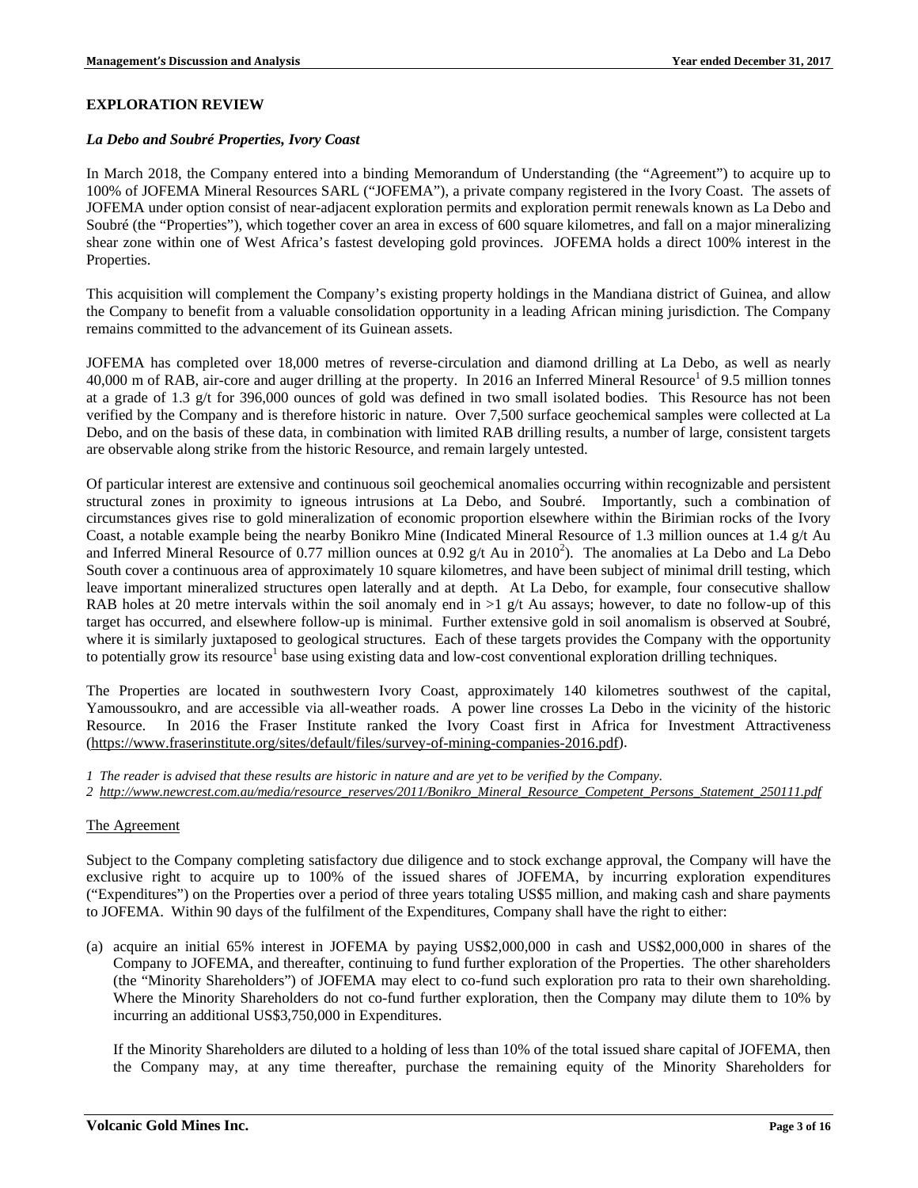## EXPLORATION REVIEW

### *La Debo and Soubré Properties, Ivory Coast*

In March 2018, the Company entered into a binding Memorandum of Understanding (the "Agreement") to acquire up to 100% of JOFEMA Mineral Resources SARL ("JOFEMA"), a private company registered in the Ivory Coast. The assets of JOFEMA under option consist of near-adjacent exploration permits and exploration permit renewals known as La Debo and Soubré (the "Properties"), which together cover an area in excess of 600 square kilometres, and fall on a major mineralizing shear zone within one of West Africa's fastest developing gold provinces. JOFEMA holds a direct 100% interest in the Properties.

This acquisition will complement the Company's existing property holdings in the Mandiana district of Guinea, and allow the Company to benefit from a valuable consolidation opportunity in a leading African mining jurisdiction. The Company remains committed to the advancement of its Guinean assets.

JOFEMA has completed over 18,000 metres of reverse-circulation and diamond drilling at La Debo, as well as nearly 40,000 m of RAB, air-core and auger drilling at the property. In 2016 an Inferred Mineral Resource[1] of 9.5 million tonnes at a grade of 1.3 g/t for 396,000 ounces of gold was defined in two small isolated bodies. This Resource has not been verified by the Company and is therefore historic in nature. Over 7,500 surface geochemical samples were collected at La Debo, and on the basis of these data, in combination with limited RAB drilling results, a number of large, consistent targets are observable along strike from the historic Resource, and remain largely untested.

Of particular interest are extensive and continuous soil geochemical anomalies occurring within recognizable and persistent structural zones in proximity to igneous intrusions at La Debo, and Soubré. Importantly, such a combination of circumstances gives rise to gold mineralization of economic proportion elsewhere within the Birimian rocks of the Ivory Coast, a notable example being the nearby Bonikro Mine (Indicated Mineral Resource of 1.3 million ounces at 1.4 g/t Au and Inferred Mineral Resource of 0.77 million ounces at 0.92 g/t Au in 2010[2]). The anomalies at La Debo and La Debo South cover a continuous area of approximately 10 square kilometres, and have been subject of minimal drill testing, which leave important mineralized structures open laterally and at depth. At La Debo, for example, four consecutive shallow RAB holes at 20 metre intervals within the soil anomaly end in >1 g/t Au assays; however, to date no follow-up of this target has occurred, and elsewhere follow-up is minimal. Further extensive gold in soil anomalism is observed at Soubré, where it is similarly juxtaposed to geological structures. Each of these targets provides the Company with the opportunity to potentially grow its resource[1] base using existing data and low-cost conventional exploration drilling techniques.

The Properties are located in southwestern Ivory Coast, approximately 140 kilometres southwest of the capital, Yamoussoukro, and are accessible via all-weather roads. A power line crosses La Debo in the vicinity of the historic Resource. In 2016 the Fraser Institute ranked the Ivory Coast first in Africa for Investment Attractiveness (https://www.fraserinstitute.org/sites/default/files/survey-of-mining-companies-2016.pdf).

*1 The reader is advised that these results are historic in nature and are yet to be verified by the Company.*
*2 http://www.newcrest.com.au/media/resource_reserves/2011/Bonikro_Mineral_Resource_Competent_Persons_Statement_250111.pdf*

#### The Agreement

Subject to the Company completing satisfactory due diligence and to stock exchange approval, the Company will have the exclusive right to acquire up to 100% of the issued shares of JOFEMA, by incurring exploration expenditures ("Expenditures") on the Properties over a period of three years totaling US$5 million, and making cash and share payments to JOFEMA. Within 90 days of the fulfilment of the Expenditures, Company shall have the right to either:

(a) acquire an initial 65% interest in JOFEMA by paying US$2,000,000 in cash and US$2,000,000 in shares of the Company to JOFEMA, and thereafter, continuing to fund further exploration of the Properties. The other shareholders (the "Minority Shareholders") of JOFEMA may elect to co-fund such exploration pro rata to their own shareholding. Where the Minority Shareholders do not co-fund further exploration, then the Company may dilute them to 10% by incurring an additional US$3,750,000 in Expenditures.

If the Minority Shareholders are diluted to a holding of less than 10% of the total issued share capital of JOFEMA, then the Company may, at any time thereafter, purchase the remaining equity of the Minority Shareholders for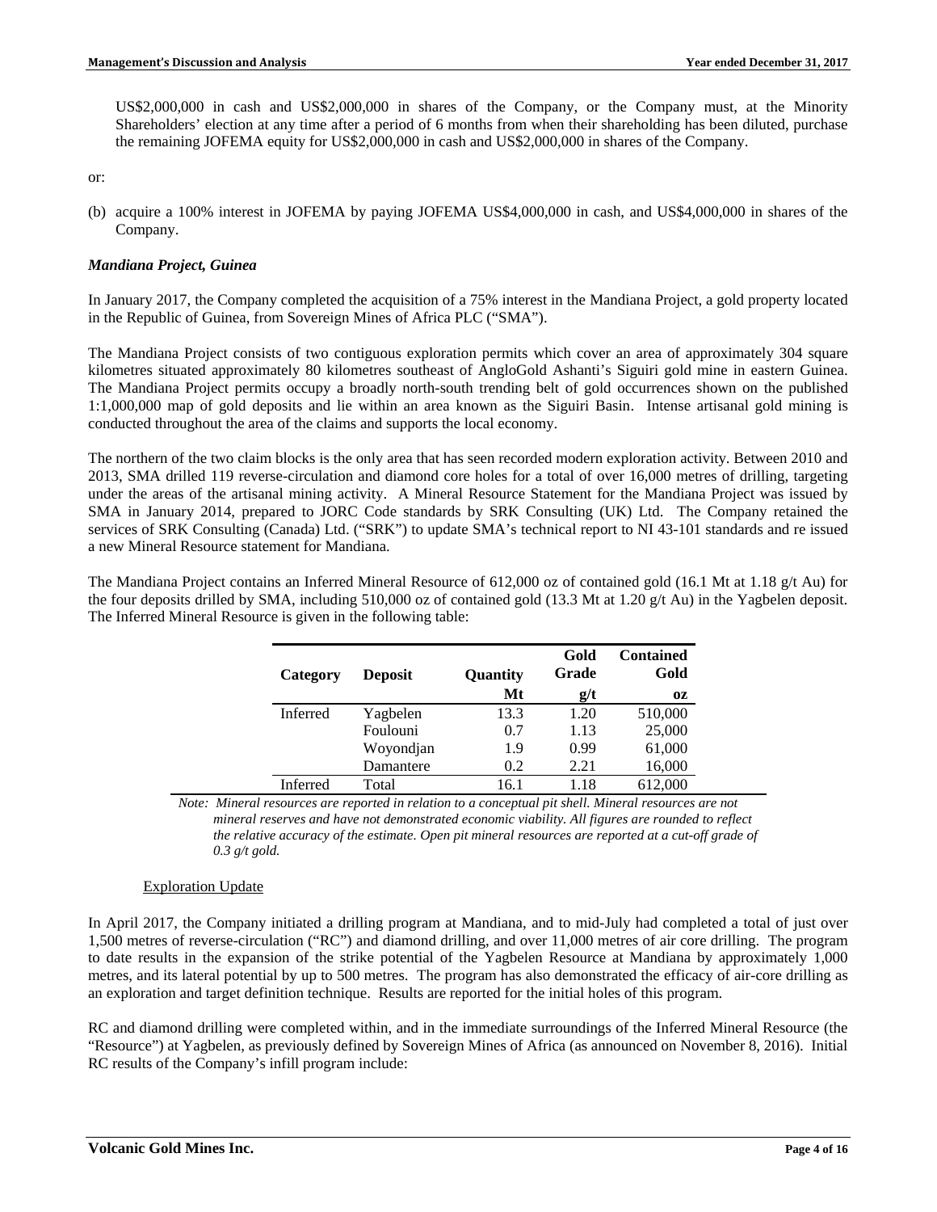US$2,000,000 in cash and US$2,000,000 in shares of the Company, or the Company must, at the Minority Shareholders' election at any time after a period of 6 months from when their shareholding has been diluted, purchase the remaining JOFEMA equity for US$2,000,000 in cash and US$2,000,000 in shares of the Company.

or:

(b) acquire a 100% interest in JOFEMA by paying JOFEMA US$4,000,000 in cash, and US$4,000,000 in shares of the Company.

***Mandiana Project, Guinea***

In January 2017, the Company completed the acquisition of a 75% interest in the Mandiana Project, a gold property located in the Republic of Guinea, from Sovereign Mines of Africa PLC ("SMA").

The Mandiana Project consists of two contiguous exploration permits which cover an area of approximately 304 square kilometres situated approximately 80 kilometres southeast of AngloGold Ashanti's Siguiri gold mine in eastern Guinea. The Mandiana Project permits occupy a broadly north-south trending belt of gold occurrences shown on the published 1:1,000,000 map of gold deposits and lie within an area known as the Siguiri Basin. Intense artisanal gold mining is conducted throughout the area of the claims and supports the local economy.

The northern of the two claim blocks is the only area that has seen recorded modern exploration activity. Between 2010 and 2013, SMA drilled 119 reverse-circulation and diamond core holes for a total of over 16,000 metres of drilling, targeting under the areas of the artisanal mining activity. A Mineral Resource Statement for the Mandiana Project was issued by SMA in January 2014, prepared to JORC Code standards by SRK Consulting (UK) Ltd. The Company retained the services of SRK Consulting (Canada) Ltd. ("SRK") to update SMA's technical report to NI 43-101 standards and re issued a new Mineral Resource statement for Mandiana.

The Mandiana Project contains an Inferred Mineral Resource of 612,000 oz of contained gold (16.1 Mt at 1.18 g/t Au) for the four deposits drilled by SMA, including 510,000 oz of contained gold (13.3 Mt at 1.20 g/t Au) in the Yagbelen deposit. The Inferred Mineral Resource is given in the following table:

| Category | Deposit | Quantity | Gold Grade | Contained Gold |
|---|---|---|---|---|
| | | Mt | g/t | oz |
| Inferred | Yagbelen | 13.3 | 1.20 | 510,000 |
| | Foulouni | 0.7 | 1.13 | 25,000 |
| | Woyondjan | 1.9 | 0.99 | 61,000 |
| | Damantere | 0.2 | 2.21 | 16,000 |
| Inferred | Total | 16.1 | 1.18 | 612,000 |

*Note: Mineral resources are reported in relation to a conceptual pit shell. Mineral resources are not mineral reserves and have not demonstrated economic viability. All figures are rounded to reflect the relative accuracy of the estimate. Open pit mineral resources are reported at a cut-off grade of 0.3 g/t gold.*

Exploration Update

In April 2017, the Company initiated a drilling program at Mandiana, and to mid-July had completed a total of just over 1,500 metres of reverse-circulation ("RC") and diamond drilling, and over 11,000 metres of air core drilling. The program to date results in the expansion of the strike potential of the Yagbelen Resource at Mandiana by approximately 1,000 metres, and its lateral potential by up to 500 metres. The program has also demonstrated the efficacy of air-core drilling as an exploration and target definition technique. Results are reported for the initial holes of this program.

RC and diamond drilling were completed within, and in the immediate surroundings of the Inferred Mineral Resource (the "Resource") at Yagbelen, as previously defined by Sovereign Mines of Africa (as announced on November 8, 2016). Initial RC results of the Company's infill program include: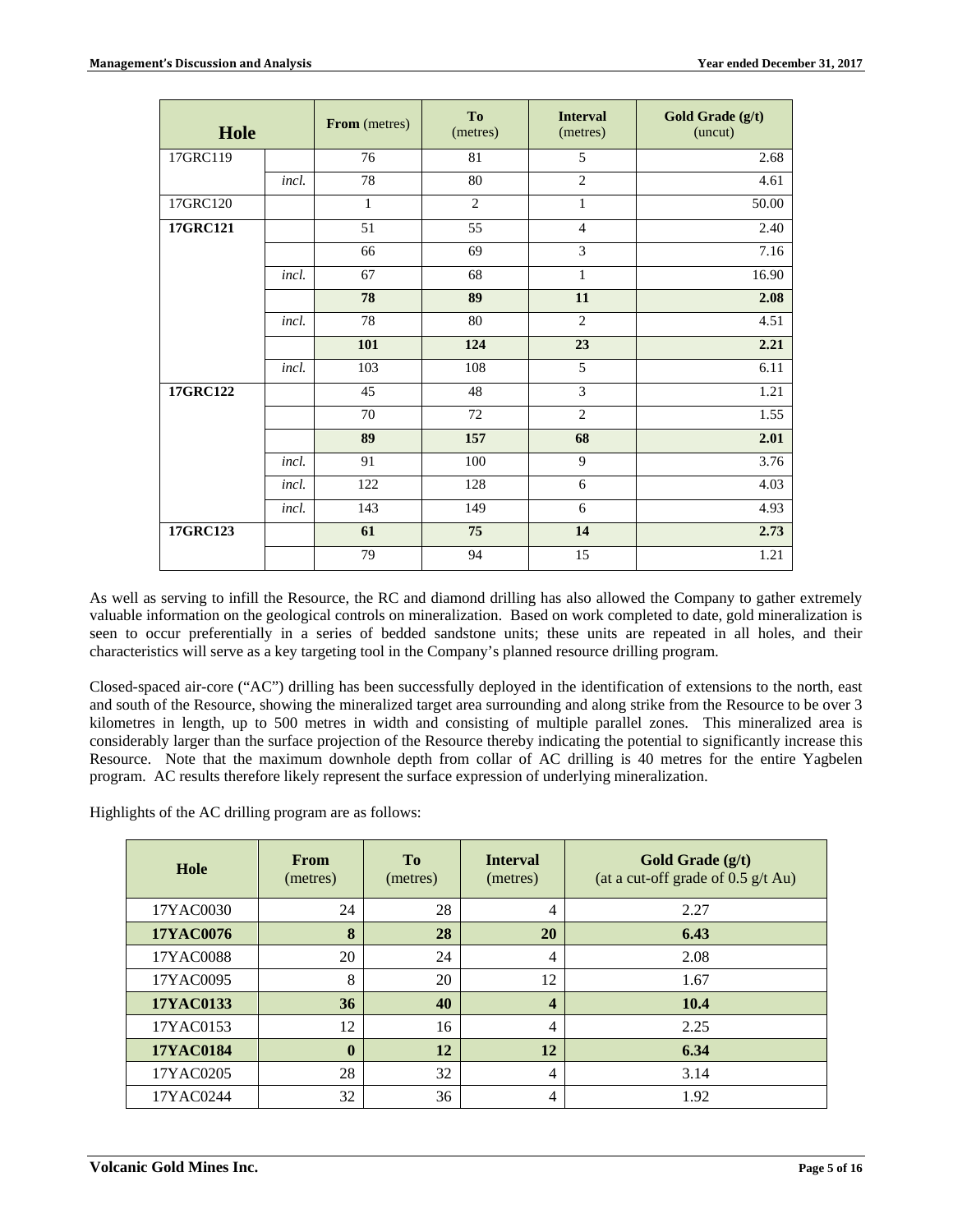| Hole | | From (metres) | To (metres) | Interval (metres) | Gold Grade (g/t) (uncut) |
|---|---|---|---|---|---|
| 17GRC119 | | 76 | 81 | 5 | 2.68 |
| | *incl.* | 78 | 80 | 2 | 4.61 |
| 17GRC120 | | 1 | 2 | 1 | 50.00 |
| **17GRC121** | | 51 | 55 | 4 | 2.40 |
| | | 66 | 69 | 3 | 7.16 |
| | *incl.* | 67 | 68 | 1 | 16.90 |
| | | **78** | **89** | **11** | **2.08** |
| | *incl.* | 78 | 80 | 2 | 4.51 |
| | | **101** | **124** | **23** | **2.21** |
| | *incl.* | 103 | 108 | 5 | 6.11 |
| **17GRC122** | | 45 | 48 | 3 | 1.21 |
| | | 70 | 72 | 2 | 1.55 |
| | | **89** | **157** | **68** | **2.01** |
| | *incl.* | 91 | 100 | 9 | 3.76 |
| | *incl.* | 122 | 128 | 6 | 4.03 |
| | *incl.* | 143 | 149 | 6 | 4.93 |
| **17GRC123** | | **61** | **75** | **14** | **2.73** |
| | | 79 | 94 | 15 | 1.21 |

As well as serving to infill the Resource, the RC and diamond drilling has also allowed the Company to gather extremely valuable information on the geological controls on mineralization. Based on work completed to date, gold mineralization is seen to occur preferentially in a series of bedded sandstone units; these units are repeated in all holes, and their characteristics will serve as a key targeting tool in the Company's planned resource drilling program.

Closed-spaced air-core ("AC") drilling has been successfully deployed in the identification of extensions to the north, east and south of the Resource, showing the mineralized target area surrounding and along strike from the Resource to be over 3 kilometres in length, up to 500 metres in width and consisting of multiple parallel zones. This mineralized area is considerably larger than the surface projection of the Resource thereby indicating the potential to significantly increase this Resource. Note that the maximum downhole depth from collar of AC drilling is 40 metres for the entire Yagbelen program. AC results therefore likely represent the surface expression of underlying mineralization.

Highlights of the AC drilling program are as follows:

| Hole | From (metres) | To (metres) | Interval (metres) | Gold Grade (g/t) (at a cut-off grade of 0.5 g/t Au) |
|---|---|---|---|---|
| 17YAC0030 | 24 | 28 | 4 | 2.27 |
| **17YAC0076** | **8** | **28** | **20** | **6.43** |
| 17YAC0088 | 20 | 24 | 4 | 2.08 |
| 17YAC0095 | 8 | 20 | 12 | 1.67 |
| **17YAC0133** | **36** | **40** | **4** | **10.4** |
| 17YAC0153 | 12 | 16 | 4 | 2.25 |
| **17YAC0184** | **0** | **12** | **12** | **6.34** |
| 17YAC0205 | 28 | 32 | 4 | 3.14 |
| 17YAC0244 | 32 | 36 | 4 | 1.92 |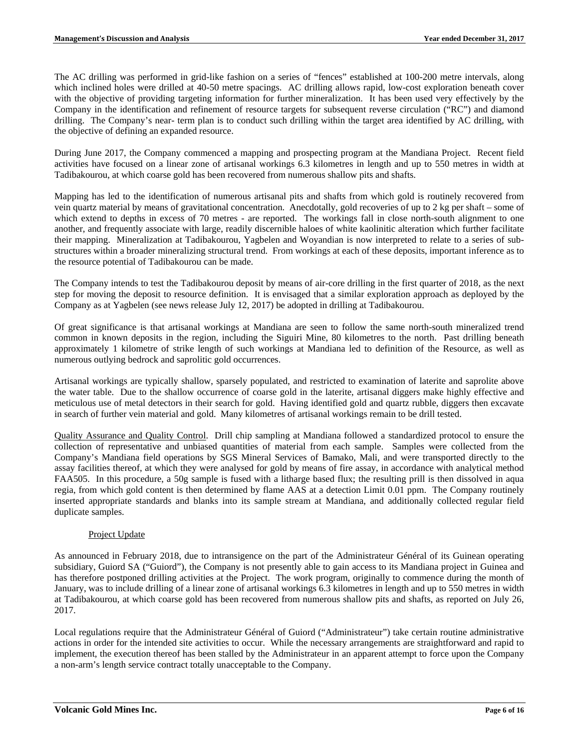The AC drilling was performed in grid-like fashion on a series of "fences" established at 100-200 metre intervals, along which inclined holes were drilled at 40-50 metre spacings. AC drilling allows rapid, low-cost exploration beneath cover with the objective of providing targeting information for further mineralization. It has been used very effectively by the Company in the identification and refinement of resource targets for subsequent reverse circulation ("RC") and diamond drilling. The Company's near- term plan is to conduct such drilling within the target area identified by AC drilling, with the objective of defining an expanded resource.

During June 2017, the Company commenced a mapping and prospecting program at the Mandiana Project. Recent field activities have focused on a linear zone of artisanal workings 6.3 kilometres in length and up to 550 metres in width at Tadibakourou, at which coarse gold has been recovered from numerous shallow pits and shafts.

Mapping has led to the identification of numerous artisanal pits and shafts from which gold is routinely recovered from vein quartz material by means of gravitational concentration. Anecdotally, gold recoveries of up to 2 kg per shaft – some of which extend to depths in excess of 70 metres - are reported. The workings fall in close north-south alignment to one another, and frequently associate with large, readily discernible haloes of white kaolinitic alteration which further facilitate their mapping. Mineralization at Tadibakourou, Yagbelen and Woyandian is now interpreted to relate to a series of sub-structures within a broader mineralizing structural trend. From workings at each of these deposits, important inference as to the resource potential of Tadibakourou can be made.

The Company intends to test the Tadibakourou deposit by means of air-core drilling in the first quarter of 2018, as the next step for moving the deposit to resource definition. It is envisaged that a similar exploration approach as deployed by the Company as at Yagbelen (see news release July 12, 2017) be adopted in drilling at Tadibakourou.

Of great significance is that artisanal workings at Mandiana are seen to follow the same north-south mineralized trend common in known deposits in the region, including the Siguiri Mine, 80 kilometres to the north. Past drilling beneath approximately 1 kilometre of strike length of such workings at Mandiana led to definition of the Resource, as well as numerous outlying bedrock and saprolitic gold occurrences.

Artisanal workings are typically shallow, sparsely populated, and restricted to examination of laterite and saprolite above the water table. Due to the shallow occurrence of coarse gold in the laterite, artisanal diggers make highly effective and meticulous use of metal detectors in their search for gold. Having identified gold and quartz rubble, diggers then excavate in search of further vein material and gold. Many kilometres of artisanal workings remain to be drill tested.

Quality Assurance and Quality Control. Drill chip sampling at Mandiana followed a standardized protocol to ensure the collection of representative and unbiased quantities of material from each sample. Samples were collected from the Company's Mandiana field operations by SGS Mineral Services of Bamako, Mali, and were transported directly to the assay facilities thereof, at which they were analysed for gold by means of fire assay, in accordance with analytical method FAA505. In this procedure, a 50g sample is fused with a litharge based flux; the resulting prill is then dissolved in aqua regia, from which gold content is then determined by flame AAS at a detection Limit 0.01 ppm. The Company routinely inserted appropriate standards and blanks into its sample stream at Mandiana, and additionally collected regular field duplicate samples.

### Project Update

As announced in February 2018, due to intransigence on the part of the Administrateur Général of its Guinean operating subsidiary, Guiord SA ("Guiord"), the Company is not presently able to gain access to its Mandiana project in Guinea and has therefore postponed drilling activities at the Project. The work program, originally to commence during the month of January, was to include drilling of a linear zone of artisanal workings 6.3 kilometres in length and up to 550 metres in width at Tadibakourou, at which coarse gold has been recovered from numerous shallow pits and shafts, as reported on July 26, 2017.

Local regulations require that the Administrateur Général of Guiord ("Administrateur") take certain routine administrative actions in order for the intended site activities to occur. While the necessary arrangements are straightforward and rapid to implement, the execution thereof has been stalled by the Administrateur in an apparent attempt to force upon the Company a non-arm's length service contract totally unacceptable to the Company.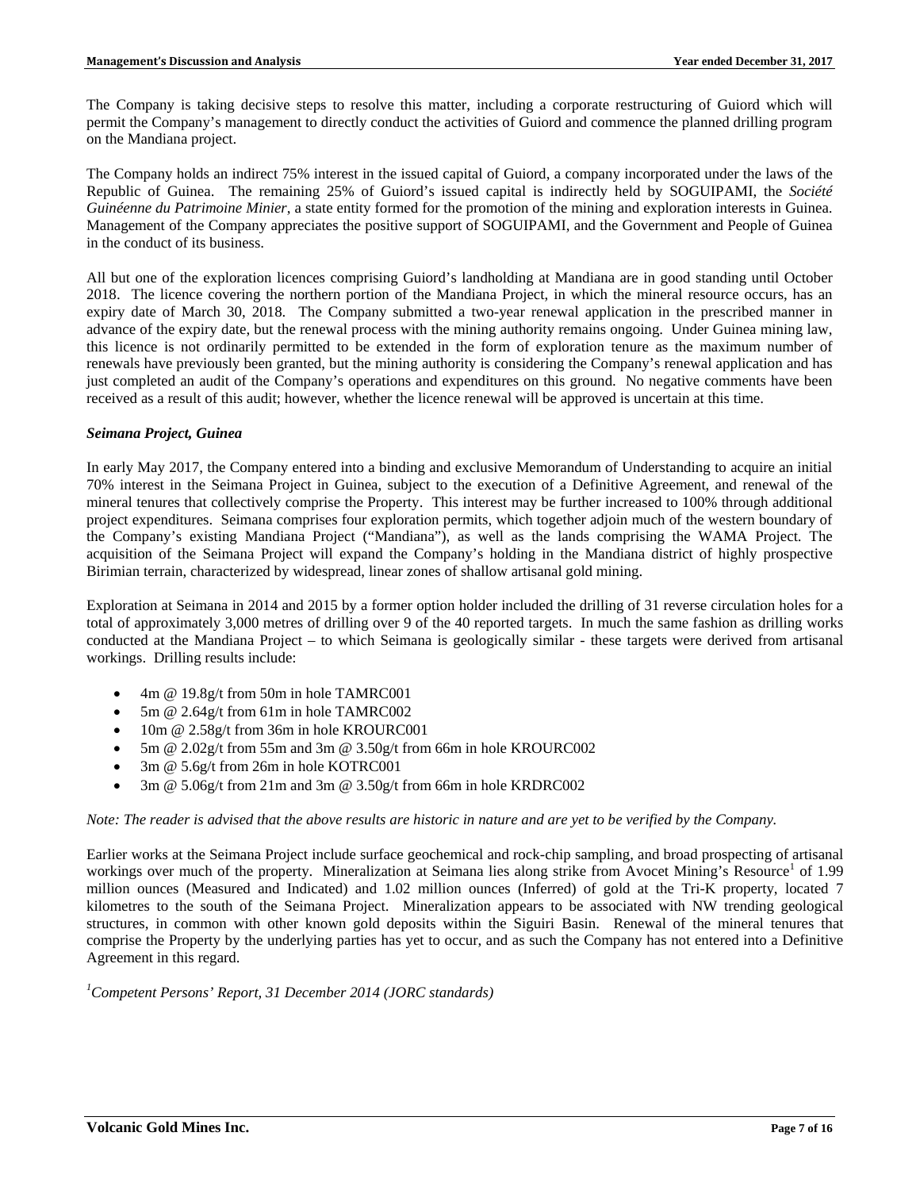The Company is taking decisive steps to resolve this matter, including a corporate restructuring of Guiord which will permit the Company's management to directly conduct the activities of Guiord and commence the planned drilling program on the Mandiana project.

The Company holds an indirect 75% interest in the issued capital of Guiord, a company incorporated under the laws of the Republic of Guinea. The remaining 25% of Guiord's issued capital is indirectly held by SOGUIPAMI, the *Société Guinéenne du Patrimoine Minier*, a state entity formed for the promotion of the mining and exploration interests in Guinea. Management of the Company appreciates the positive support of SOGUIPAMI, and the Government and People of Guinea in the conduct of its business.

All but one of the exploration licences comprising Guiord's landholding at Mandiana are in good standing until October 2018. The licence covering the northern portion of the Mandiana Project, in which the mineral resource occurs, has an expiry date of March 30, 2018. The Company submitted a two-year renewal application in the prescribed manner in advance of the expiry date, but the renewal process with the mining authority remains ongoing. Under Guinea mining law, this licence is not ordinarily permitted to be extended in the form of exploration tenure as the maximum number of renewals have previously been granted, but the mining authority is considering the Company's renewal application and has just completed an audit of the Company's operations and expenditures on this ground. No negative comments have been received as a result of this audit; however, whether the licence renewal will be approved is uncertain at this time.

***Seimana Project, Guinea***

In early May 2017, the Company entered into a binding and exclusive Memorandum of Understanding to acquire an initial 70% interest in the Seimana Project in Guinea, subject to the execution of a Definitive Agreement, and renewal of the mineral tenures that collectively comprise the Property. This interest may be further increased to 100% through additional project expenditures. Seimana comprises four exploration permits, which together adjoin much of the western boundary of the Company's existing Mandiana Project ("Mandiana"), as well as the lands comprising the WAMA Project. The acquisition of the Seimana Project will expand the Company's holding in the Mandiana district of highly prospective Birimian terrain, characterized by widespread, linear zones of shallow artisanal gold mining.

Exploration at Seimana in 2014 and 2015 by a former option holder included the drilling of 31 reverse circulation holes for a total of approximately 3,000 metres of drilling over 9 of the 40 reported targets. In much the same fashion as drilling works conducted at the Mandiana Project – to which Seimana is geologically similar - these targets were derived from artisanal workings. Drilling results include:

- 4m @ 19.8g/t from 50m in hole TAMRC001
- 5m @ 2.64g/t from 61m in hole TAMRC002
- 10m @ 2.58g/t from 36m in hole KROURC001
- 5m @ 2.02g/t from 55m and 3m @ 3.50g/t from 66m in hole KROURC002
- 3m @ 5.6g/t from 26m in hole KOTRC001
- 3m @ 5.06g/t from 21m and 3m @ 3.50g/t from 66m in hole KRDRC002

*Note: The reader is advised that the above results are historic in nature and are yet to be verified by the Company.*

Earlier works at the Seimana Project include surface geochemical and rock-chip sampling, and broad prospecting of artisanal workings over much of the property. Mineralization at Seimana lies along strike from Avocet Mining's Resource[1] of 1.99 million ounces (Measured and Indicated) and 1.02 million ounces (Inferred) of gold at the Tri-K property, located 7 kilometres to the south of the Seimana Project. Mineralization appears to be associated with NW trending geological structures, in common with other known gold deposits within the Siguiri Basin. Renewal of the mineral tenures that comprise the Property by the underlying parties has yet to occur, and as such the Company has not entered into a Definitive Agreement in this regard.

[1]*Competent Persons' Report, 31 December 2014 (JORC standards)*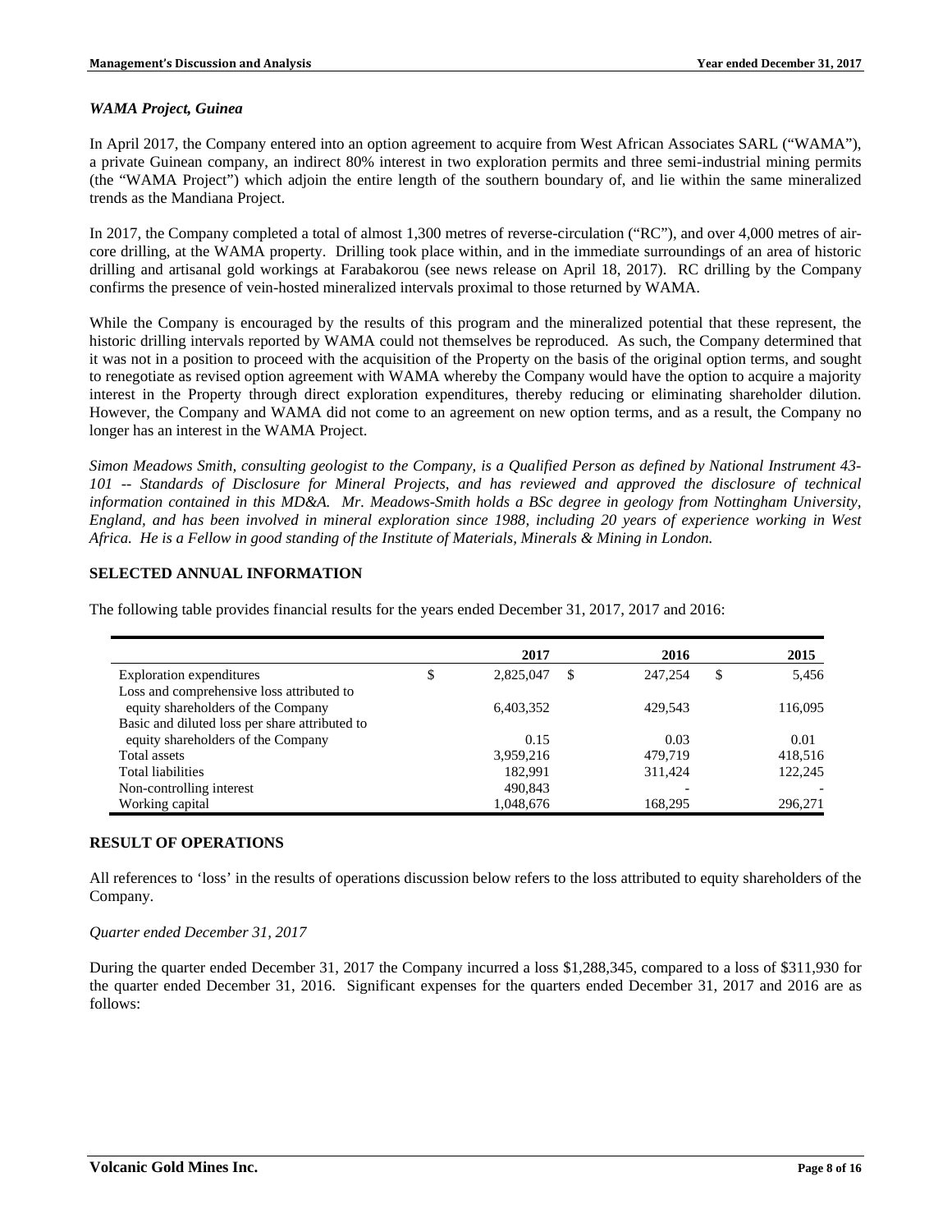*WAMA Project, Guinea*

In April 2017, the Company entered into an option agreement to acquire from West African Associates SARL ("WAMA"), a private Guinean company, an indirect 80% interest in two exploration permits and three semi-industrial mining permits (the "WAMA Project") which adjoin the entire length of the southern boundary of, and lie within the same mineralized trends as the Mandiana Project.

In 2017, the Company completed a total of almost 1,300 metres of reverse-circulation ("RC"), and over 4,000 metres of air-core drilling, at the WAMA property. Drilling took place within, and in the immediate surroundings of an area of historic drilling and artisanal gold workings at Farabakorou (see news release on April 18, 2017). RC drilling by the Company confirms the presence of vein-hosted mineralized intervals proximal to those returned by WAMA.

While the Company is encouraged by the results of this program and the mineralized potential that these represent, the historic drilling intervals reported by WAMA could not themselves be reproduced. As such, the Company determined that it was not in a position to proceed with the acquisition of the Property on the basis of the original option terms, and sought to renegotiate as revised option agreement with WAMA whereby the Company would have the option to acquire a majority interest in the Property through direct exploration expenditures, thereby reducing or eliminating shareholder dilution. However, the Company and WAMA did not come to an agreement on new option terms, and as a result, the Company no longer has an interest in the WAMA Project.

*Simon Meadows Smith, consulting geologist to the Company, is a Qualified Person as defined by National Instrument 43-101 -- Standards of Disclosure for Mineral Projects, and has reviewed and approved the disclosure of technical information contained in this MD&A. Mr. Meadows-Smith holds a BSc degree in geology from Nottingham University, England, and has been involved in mineral exploration since 1988, including 20 years of experience working in West Africa. He is a Fellow in good standing of the Institute of Materials, Minerals & Mining in London.*

## SELECTED ANNUAL INFORMATION

The following table provides financial results for the years ended December 31, 2017, 2017 and 2016:

| | 2017 | 2016 | 2015 |
|---|---|---|---|
| Exploration expenditures | $ 2,825,047 | $ 247,254 | $ 5,456 |
| Loss and comprehensive loss attributed to equity shareholders of the Company | 6,403,352 | 429,543 | 116,095 |
| Basic and diluted loss per share attributed to equity shareholders of the Company | 0.15 | 0.03 | 0.01 |
| Total assets | 3,959,216 | 479,719 | 418,516 |
| Total liabilities | 182,991 | 311,424 | 122,245 |
| Non-controlling interest | 490,843 | - | - |
| Working capital | 1,048,676 | 168,295 | 296,271 |

## RESULT OF OPERATIONS

All references to 'loss' in the results of operations discussion below refers to the loss attributed to equity shareholders of the Company.

*Quarter ended December 31, 2017*

During the quarter ended December 31, 2017 the Company incurred a loss $1,288,345, compared to a loss of $311,930 for the quarter ended December 31, 2016. Significant expenses for the quarters ended December 31, 2017 and 2016 are as follows: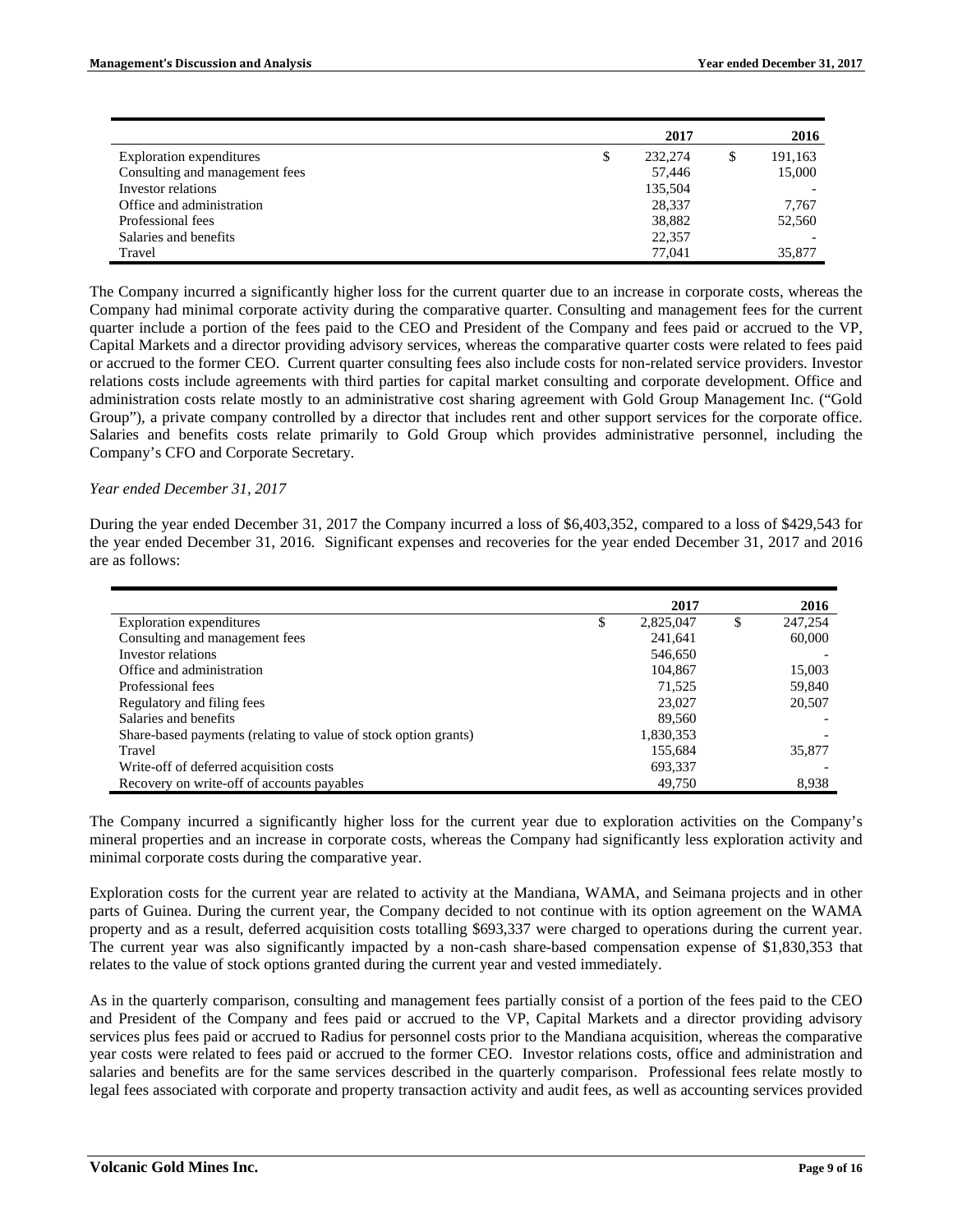| | | 2017 | | 2016 |
|---|---|---|---|---|
| Exploration expenditures | $ | 232,274 | $ | 191,163 |
| Consulting and management fees | | 57,446 | | 15,000 |
| Investor relations | | 135,504 | | - |
| Office and administration | | 28,337 | | 7,767 |
| Professional fees | | 38,882 | | 52,560 |
| Salaries and benefits | | 22,357 | | - |
| Travel | | 77,041 | | 35,877 |

The Company incurred a significantly higher loss for the current quarter due to an increase in corporate costs, whereas the Company had minimal corporate activity during the comparative quarter. Consulting and management fees for the current quarter include a portion of the fees paid to the CEO and President of the Company and fees paid or accrued to the VP, Capital Markets and a director providing advisory services, whereas the comparative quarter costs were related to fees paid or accrued to the former CEO. Current quarter consulting fees also include costs for non-related service providers. Investor relations costs include agreements with third parties for capital market consulting and corporate development. Office and administration costs relate mostly to an administrative cost sharing agreement with Gold Group Management Inc. ("Gold Group"), a private company controlled by a director that includes rent and other support services for the corporate office. Salaries and benefits costs relate primarily to Gold Group which provides administrative personnel, including the Company's CFO and Corporate Secretary.

*Year ended December 31, 2017*

During the year ended December 31, 2017 the Company incurred a loss of $6,403,352, compared to a loss of $429,543 for the year ended December 31, 2016. Significant expenses and recoveries for the year ended December 31, 2017 and 2016 are as follows:

| | | 2017 | | 2016 |
|---|---|---|---|---|
| Exploration expenditures | $ | 2,825,047 | $ | 247,254 |
| Consulting and management fees | | 241,641 | | 60,000 |
| Investor relations | | 546,650 | | - |
| Office and administration | | 104,867 | | 15,003 |
| Professional fees | | 71,525 | | 59,840 |
| Regulatory and filing fees | | 23,027 | | 20,507 |
| Salaries and benefits | | 89,560 | | - |
| Share-based payments (relating to value of stock option grants) | | 1,830,353 | | - |
| Travel | | 155,684 | | 35,877 |
| Write-off of deferred acquisition costs | | 693,337 | | - |
| Recovery on write-off of accounts payables | | 49,750 | | 8,938 |

The Company incurred a significantly higher loss for the current year due to exploration activities on the Company's mineral properties and an increase in corporate costs, whereas the Company had significantly less exploration activity and minimal corporate costs during the comparative year.

Exploration costs for the current year are related to activity at the Mandiana, WAMA, and Seimana projects and in other parts of Guinea. During the current year, the Company decided to not continue with its option agreement on the WAMA property and as a result, deferred acquisition costs totalling $693,337 were charged to operations during the current year. The current year was also significantly impacted by a non-cash share-based compensation expense of $1,830,353 that relates to the value of stock options granted during the current year and vested immediately.

As in the quarterly comparison, consulting and management fees partially consist of a portion of the fees paid to the CEO and President of the Company and fees paid or accrued to the VP, Capital Markets and a director providing advisory services plus fees paid or accrued to Radius for personnel costs prior to the Mandiana acquisition, whereas the comparative year costs were related to fees paid or accrued to the former CEO. Investor relations costs, office and administration and salaries and benefits are for the same services described in the quarterly comparison. Professional fees relate mostly to legal fees associated with corporate and property transaction activity and audit fees, as well as accounting services provided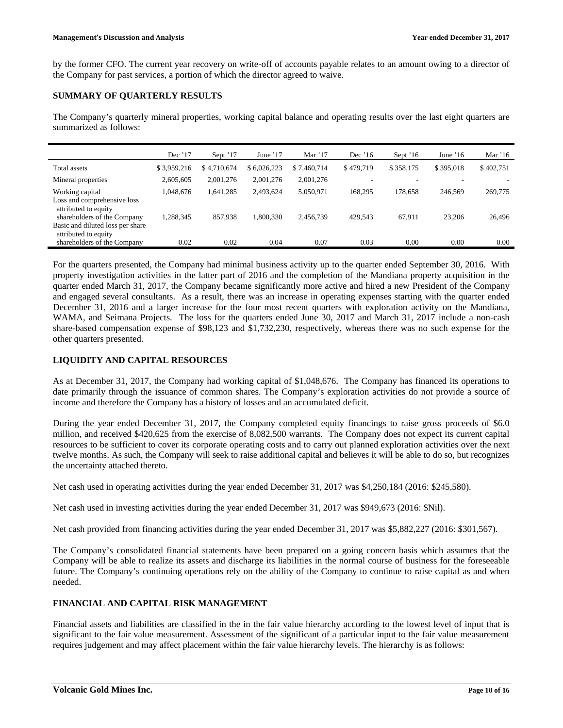by the former CFO. The current year recovery on write-off of accounts payable relates to an amount owing to a director of the Company for past services, a portion of which the director agreed to waive.

## SUMMARY OF QUARTERLY RESULTS

The Company's quarterly mineral properties, working capital balance and operating results over the last eight quarters are summarized as follows:

| | Dec '17 | Sept '17 | June '17 | Mar '17 | Dec '16 | Sept '16 | June '16 | Mar '16 |
|---|---|---|---|---|---|---|---|---|
| Total assets | $ 3,959,216 | $ 4,710,674 | $ 6,026,223 | $ 7,460,714 | $ 479,719 | $ 358,175 | $ 395,018 | $ 402,751 |
| Mineral properties | 2,605,605 | 2,001,276 | 2,001,276 | 2,001,276 | - | - | - | - |
| Working capital | 1,048,676 | 1,641,285 | 2,493,624 | 5,050,971 | 168,295 | 178,658 | 246,569 | 269,775 |
| Loss and comprehensive loss attributed to equity shareholders of the Company | 1,288,345 | 857,938 | 1,800,330 | 2,456,739 | 429,543 | 67,911 | 23,206 | 26,496 |
| Basic and diluted loss per share attributed to equity shareholders of the Company | 0.02 | 0.02 | 0.04 | 0.07 | 0.03 | 0.00 | 0.00 | 0.00 |

For the quarters presented, the Company had minimal business activity up to the quarter ended September 30, 2016. With property investigation activities in the latter part of 2016 and the completion of the Mandiana property acquisition in the quarter ended March 31, 2017, the Company became significantly more active and hired a new President of the Company and engaged several consultants. As a result, there was an increase in operating expenses starting with the quarter ended December 31, 2016 and a larger increase for the four most recent quarters with exploration activity on the Mandiana, WAMA, and Seimana Projects. The loss for the quarters ended June 30, 2017 and March 31, 2017 include a non-cash share-based compensation expense of $98,123 and $1,732,230, respectively, whereas there was no such expense for the other quarters presented.

## LIQUIDITY AND CAPITAL RESOURCES

As at December 31, 2017, the Company had working capital of $1,048,676. The Company has financed its operations to date primarily through the issuance of common shares. The Company's exploration activities do not provide a source of income and therefore the Company has a history of losses and an accumulated deficit.

During the year ended December 31, 2017, the Company completed equity financings to raise gross proceeds of $6.0 million, and received $420,625 from the exercise of 8,082,500 warrants. The Company does not expect its current capital resources to be sufficient to cover its corporate operating costs and to carry out planned exploration activities over the next twelve months. As such, the Company will seek to raise additional capital and believes it will be able to do so, but recognizes the uncertainty attached thereto.

Net cash used in operating activities during the year ended December 31, 2017 was $4,250,184 (2016: $245,580).

Net cash used in investing activities during the year ended December 31, 2017 was $949,673 (2016: $Nil).

Net cash provided from financing activities during the year ended December 31, 2017 was $5,882,227 (2016: $301,567).

The Company's consolidated financial statements have been prepared on a going concern basis which assumes that the Company will be able to realize its assets and discharge its liabilities in the normal course of business for the foreseeable future. The Company's continuing operations rely on the ability of the Company to continue to raise capital as and when needed.

## FINANCIAL AND CAPITAL RISK MANAGEMENT

Financial assets and liabilities are classified in the in the fair value hierarchy according to the lowest level of input that is significant to the fair value measurement. Assessment of the significant of a particular input to the fair value measurement requires judgement and may affect placement within the fair value hierarchy levels. The hierarchy is as follows: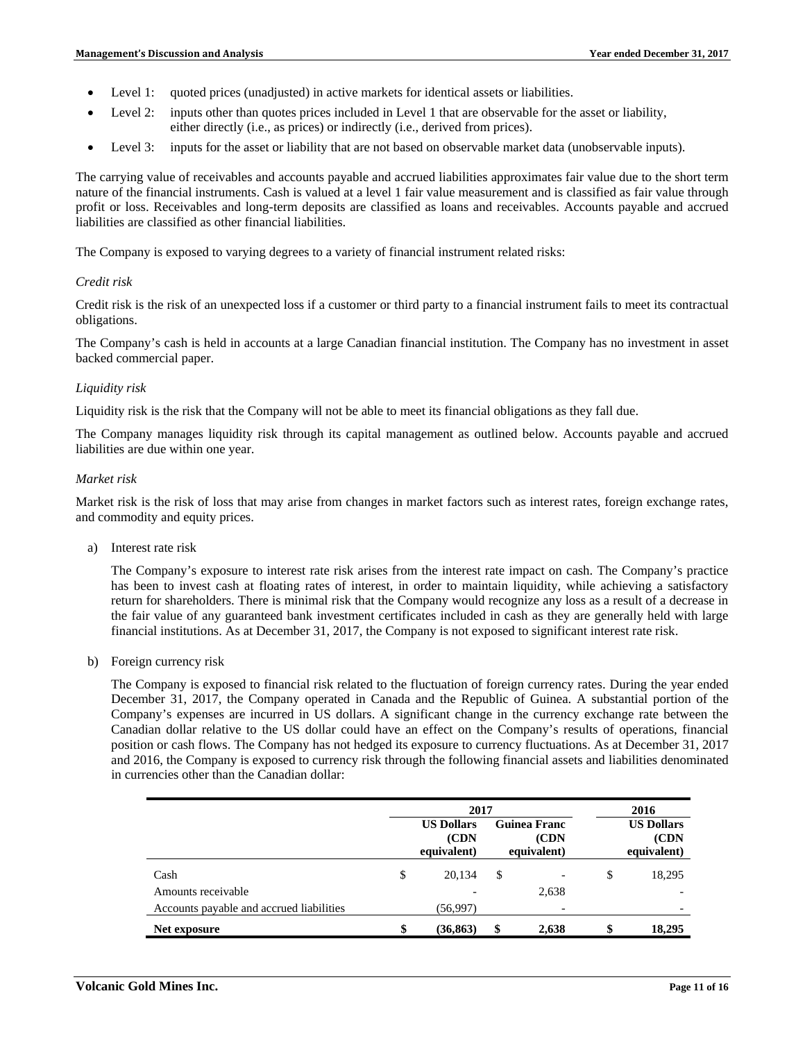- Level 1: quoted prices (unadjusted) in active markets for identical assets or liabilities.
- Level 2: inputs other than quotes prices included in Level 1 that are observable for the asset or liability, either directly (i.e., as prices) or indirectly (i.e., derived from prices).
- Level 3: inputs for the asset or liability that are not based on observable market data (unobservable inputs).

The carrying value of receivables and accounts payable and accrued liabilities approximates fair value due to the short term nature of the financial instruments. Cash is valued at a level 1 fair value measurement and is classified as fair value through profit or loss. Receivables and long-term deposits are classified as loans and receivables. Accounts payable and accrued liabilities are classified as other financial liabilities.

The Company is exposed to varying degrees to a variety of financial instrument related risks:

*Credit risk*

Credit risk is the risk of an unexpected loss if a customer or third party to a financial instrument fails to meet its contractual obligations.

The Company's cash is held in accounts at a large Canadian financial institution. The Company has no investment in asset backed commercial paper.

*Liquidity risk*

Liquidity risk is the risk that the Company will not be able to meet its financial obligations as they fall due.

The Company manages liquidity risk through its capital management as outlined below. Accounts payable and accrued liabilities are due within one year.

*Market risk*

Market risk is the risk of loss that may arise from changes in market factors such as interest rates, foreign exchange rates, and commodity and equity prices.

a) Interest rate risk

The Company's exposure to interest rate risk arises from the interest rate impact on cash. The Company's practice has been to invest cash at floating rates of interest, in order to maintain liquidity, while achieving a satisfactory return for shareholders. There is minimal risk that the Company would recognize any loss as a result of a decrease in the fair value of any guaranteed bank investment certificates included in cash as they are generally held with large financial institutions. As at December 31, 2017, the Company is not exposed to significant interest rate risk.

b) Foreign currency risk

The Company is exposed to financial risk related to the fluctuation of foreign currency rates. During the year ended December 31, 2017, the Company operated in Canada and the Republic of Guinea. A substantial portion of the Company's expenses are incurred in US dollars. A significant change in the currency exchange rate between the Canadian dollar relative to the US dollar could have an effect on the Company's results of operations, financial position or cash flows. The Company has not hedged its exposure to currency fluctuations. As at December 31, 2017 and 2016, the Company is exposed to currency risk through the following financial assets and liabilities denominated in currencies other than the Canadian dollar:

| | 2017 | | 2016 |
|---|---|---|---|
| | US Dollars (CDN equivalent) | Guinea Franc (CDN equivalent) | US Dollars (CDN equivalent) |
| Cash | $ 20,134 | $ - | $ 18,295 |
| Amounts receivable | - | 2,638 | - |
| Accounts payable and accrued liabilities | (56,997) | - | - |
| **Net exposure** | **$ (36,863)** | **$ 2,638** | **$ 18,295** |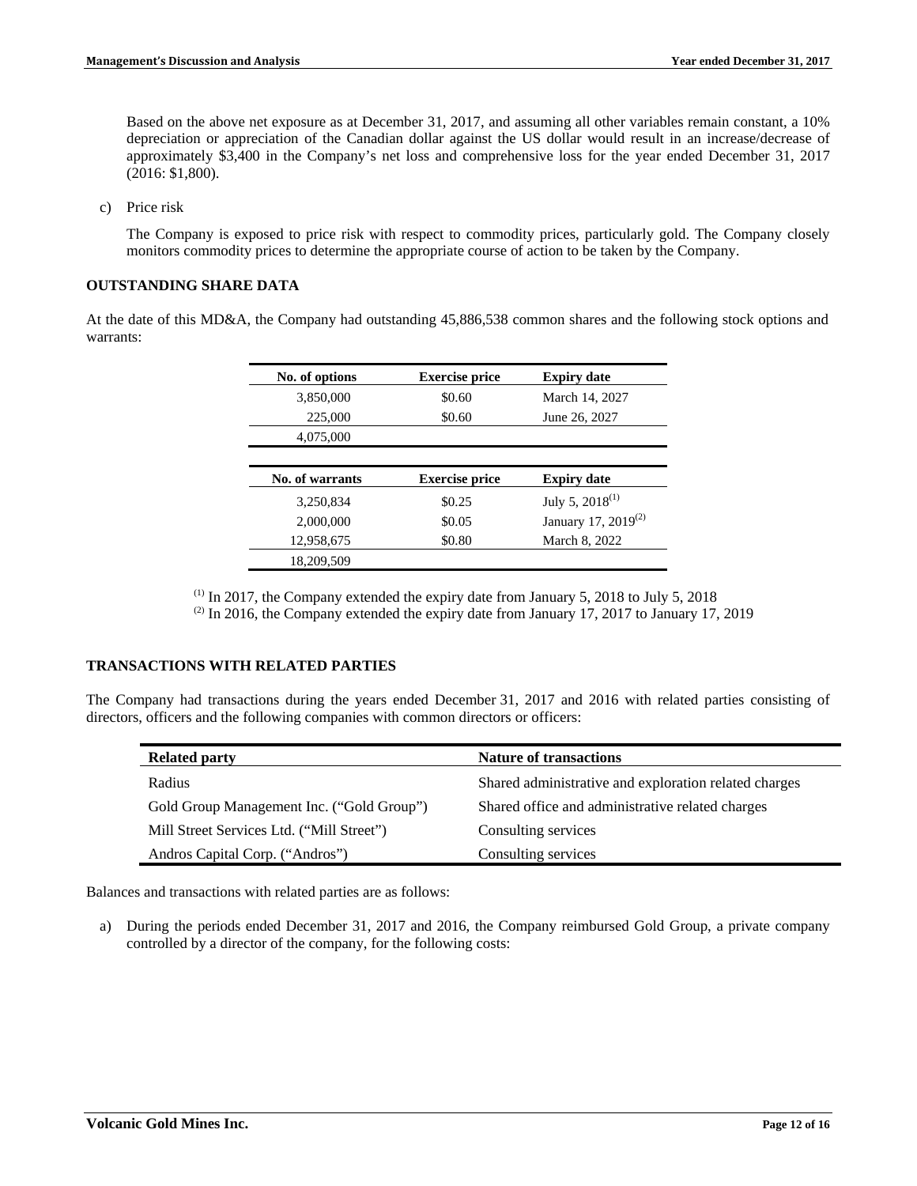Based on the above net exposure as at December 31, 2017, and assuming all other variables remain constant, a 10% depreciation or appreciation of the Canadian dollar against the US dollar would result in an increase/decrease of approximately $3,400 in the Company's net loss and comprehensive loss for the year ended December 31, 2017 (2016: $1,800).

c) Price risk

The Company is exposed to price risk with respect to commodity prices, particularly gold. The Company closely monitors commodity prices to determine the appropriate course of action to be taken by the Company.

## OUTSTANDING SHARE DATA

At the date of this MD&A, the Company had outstanding 45,886,538 common shares and the following stock options and warrants:

| No. of options | Exercise price | Expiry date |
|---|---|---|
| 3,850,000 | $0.60 | March 14, 2027 |
| 225,000 | $0.60 | June 26, 2027 |
| 4,075,000 | | |

| No. of warrants | Exercise price | Expiry date |
|---|---|---|
| 3,250,834 | $0.25 | July 5, 2018[1] |
| 2,000,000 | $0.05 | January 17, 2019[2] |
| 12,958,675 | $0.80 | March 8, 2022 |
| 18,209,509 | | |

[1] In 2017, the Company extended the expiry date from January 5, 2018 to July 5, 2018
[2] In 2016, the Company extended the expiry date from January 17, 2017 to January 17, 2019

## TRANSACTIONS WITH RELATED PARTIES

The Company had transactions during the years ended December 31, 2017 and 2016 with related parties consisting of directors, officers and the following companies with common directors or officers:

| Related party | Nature of transactions |
|---|---|
| Radius | Shared administrative and exploration related charges |
| Gold Group Management Inc. ("Gold Group") | Shared office and administrative related charges |
| Mill Street Services Ltd. ("Mill Street") | Consulting services |
| Andros Capital Corp. ("Andros") | Consulting services |

Balances and transactions with related parties are as follows:

a) During the periods ended December 31, 2017 and 2016, the Company reimbursed Gold Group, a private company controlled by a director of the company, for the following costs: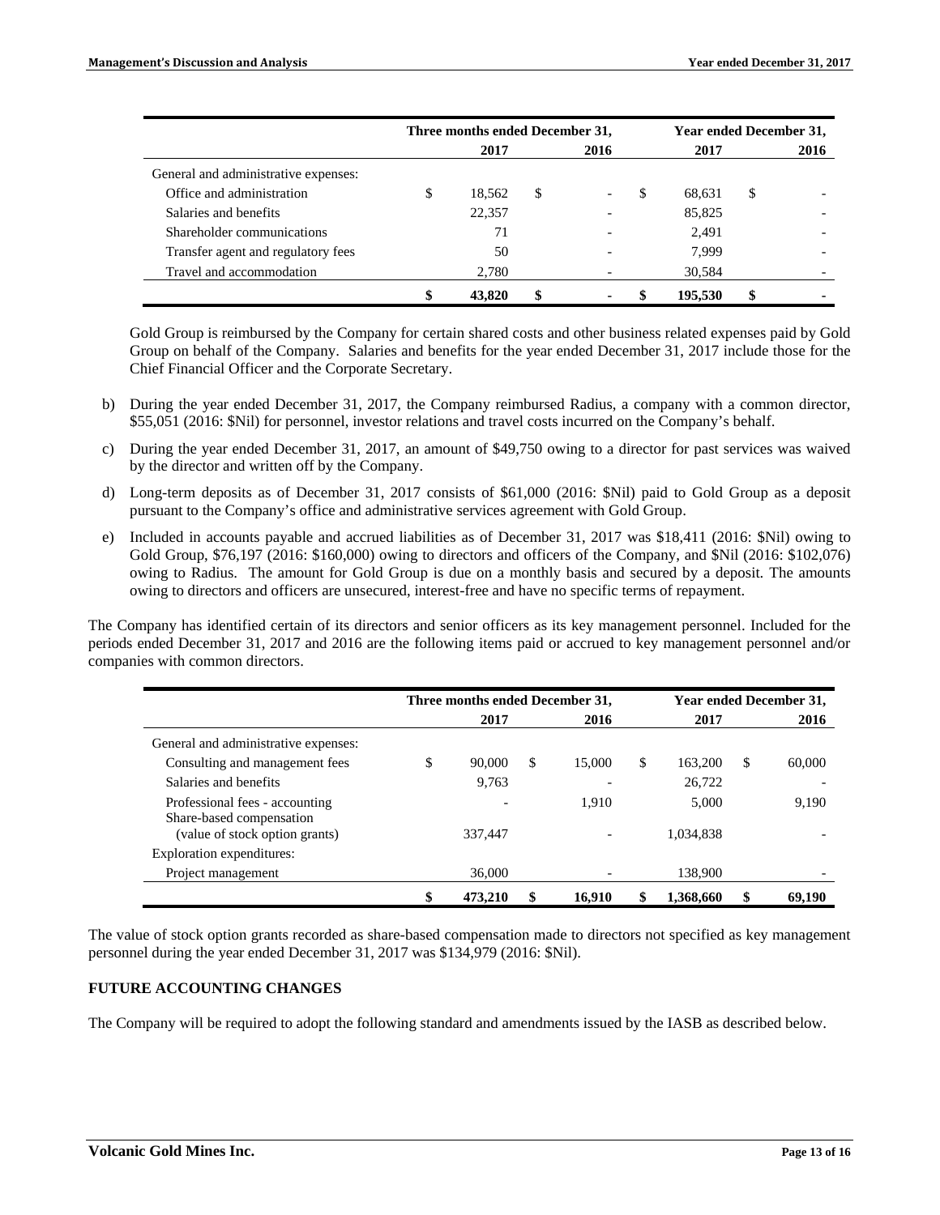| | Three months ended December 31, | | Year ended December 31, | |
|---|---|---|---|---|
| | 2017 | 2016 | 2017 | 2016 |
| General and administrative expenses: | | | | |
| Office and administration | $ 18,562 | $ - | $ 68,631 | $ - |
| Salaries and benefits | 22,357 | - | 85,825 | - |
| Shareholder communications | 71 | - | 2,491 | - |
| Transfer agent and regulatory fees | 50 | - | 7,999 | - |
| Travel and accommodation | 2,780 | - | 30,584 | - |
| | **$ 43,820** | **$ -** | **$ 195,530** | **$ -** |

Gold Group is reimbursed by the Company for certain shared costs and other business related expenses paid by Gold Group on behalf of the Company. Salaries and benefits for the year ended December 31, 2017 include those for the Chief Financial Officer and the Corporate Secretary.

b) During the year ended December 31, 2017, the Company reimbursed Radius, a company with a common director, $55,051 (2016: $Nil) for personnel, investor relations and travel costs incurred on the Company's behalf.

c) During the year ended December 31, 2017, an amount of $49,750 owing to a director for past services was waived by the director and written off by the Company.

d) Long-term deposits as of December 31, 2017 consists of $61,000 (2016: $Nil) paid to Gold Group as a deposit pursuant to the Company's office and administrative services agreement with Gold Group.

e) Included in accounts payable and accrued liabilities as of December 31, 2017 was $18,411 (2016: $Nil) owing to Gold Group, $76,197 (2016: $160,000) owing to directors and officers of the Company, and $Nil (2016: $102,076) owing to Radius. The amount for Gold Group is due on a monthly basis and secured by a deposit. The amounts owing to directors and officers are unsecured, interest-free and have no specific terms of repayment.

The Company has identified certain of its directors and senior officers as its key management personnel. Included for the periods ended December 31, 2017 and 2016 are the following items paid or accrued to key management personnel and/or companies with common directors.

| | Three months ended December 31, | | Year ended December 31, | |
|---|---|---|---|---|
| | 2017 | 2016 | 2017 | 2016 |
| General and administrative expenses: | | | | |
| Consulting and management fees | $ 90,000 | $ 15,000 | $ 163,200 | $ 60,000 |
| Salaries and benefits | 9,763 | - | 26,722 | - |
| Professional fees - accounting | - | 1,910 | 5,000 | 9,190 |
| Share-based compensation (value of stock option grants) | 337,447 | - | 1,034,838 | - |
| Exploration expenditures: | | | | |
| Project management | 36,000 | - | 138,900 | - |
| | **$ 473,210** | **$ 16,910** | **$ 1,368,660** | **$ 69,190** |

The value of stock option grants recorded as share-based compensation made to directors not specified as key management personnel during the year ended December 31, 2017 was $134,979 (2016: $Nil).

## FUTURE ACCOUNTING CHANGES

The Company will be required to adopt the following standard and amendments issued by the IASB as described below.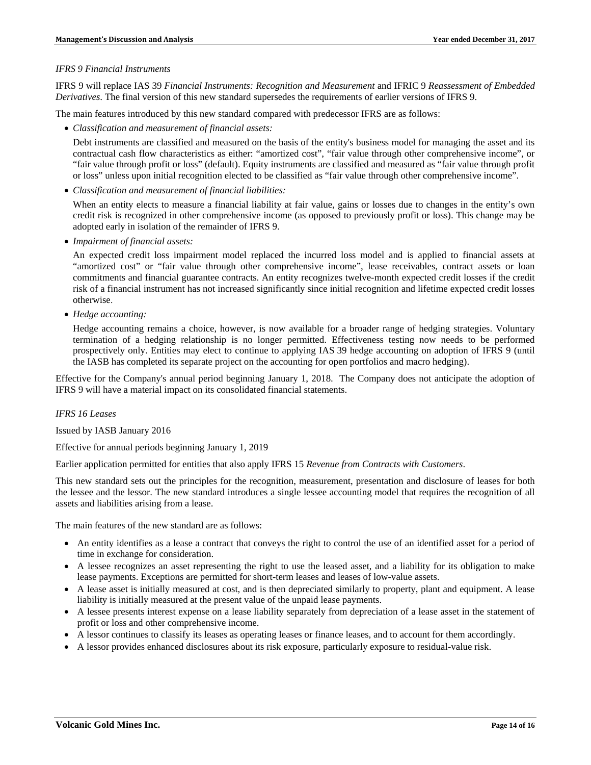*IFRS 9 Financial Instruments*

IFRS 9 will replace IAS 39 *Financial Instruments: Recognition and Measurement* and IFRIC 9 *Reassessment of Embedded Derivatives*. The final version of this new standard supersedes the requirements of earlier versions of IFRS 9.

The main features introduced by this new standard compared with predecessor IFRS are as follows:

- *Classification and measurement of financial assets:*

  Debt instruments are classified and measured on the basis of the entity's business model for managing the asset and its contractual cash flow characteristics as either: "amortized cost", "fair value through other comprehensive income", or "fair value through profit or loss" (default). Equity instruments are classified and measured as "fair value through profit or loss" unless upon initial recognition elected to be classified as "fair value through other comprehensive income".

- *Classification and measurement of financial liabilities:*

  When an entity elects to measure a financial liability at fair value, gains or losses due to changes in the entity's own credit risk is recognized in other comprehensive income (as opposed to previously profit or loss). This change may be adopted early in isolation of the remainder of IFRS 9.

- *Impairment of financial assets:*

  An expected credit loss impairment model replaced the incurred loss model and is applied to financial assets at "amortized cost" or "fair value through other comprehensive income", lease receivables, contract assets or loan commitments and financial guarantee contracts. An entity recognizes twelve-month expected credit losses if the credit risk of a financial instrument has not increased significantly since initial recognition and lifetime expected credit losses otherwise.

- *Hedge accounting:*

  Hedge accounting remains a choice, however, is now available for a broader range of hedging strategies. Voluntary termination of a hedging relationship is no longer permitted. Effectiveness testing now needs to be performed prospectively only. Entities may elect to continue to applying IAS 39 hedge accounting on adoption of IFRS 9 (until the IASB has completed its separate project on the accounting for open portfolios and macro hedging).

Effective for the Company's annual period beginning January 1, 2018. The Company does not anticipate the adoption of IFRS 9 will have a material impact on its consolidated financial statements.

*IFRS 16 Leases*

Issued by IASB January 2016

Effective for annual periods beginning January 1, 2019

Earlier application permitted for entities that also apply IFRS 15 *Revenue from Contracts with Customers*.

This new standard sets out the principles for the recognition, measurement, presentation and disclosure of leases for both the lessee and the lessor. The new standard introduces a single lessee accounting model that requires the recognition of all assets and liabilities arising from a lease.

The main features of the new standard are as follows:

- An entity identifies as a lease a contract that conveys the right to control the use of an identified asset for a period of time in exchange for consideration.
- A lessee recognizes an asset representing the right to use the leased asset, and a liability for its obligation to make lease payments. Exceptions are permitted for short-term leases and leases of low-value assets.
- A lease asset is initially measured at cost, and is then depreciated similarly to property, plant and equipment. A lease liability is initially measured at the present value of the unpaid lease payments.
- A lessee presents interest expense on a lease liability separately from depreciation of a lease asset in the statement of profit or loss and other comprehensive income.
- A lessor continues to classify its leases as operating leases or finance leases, and to account for them accordingly.
- A lessor provides enhanced disclosures about its risk exposure, particularly exposure to residual-value risk.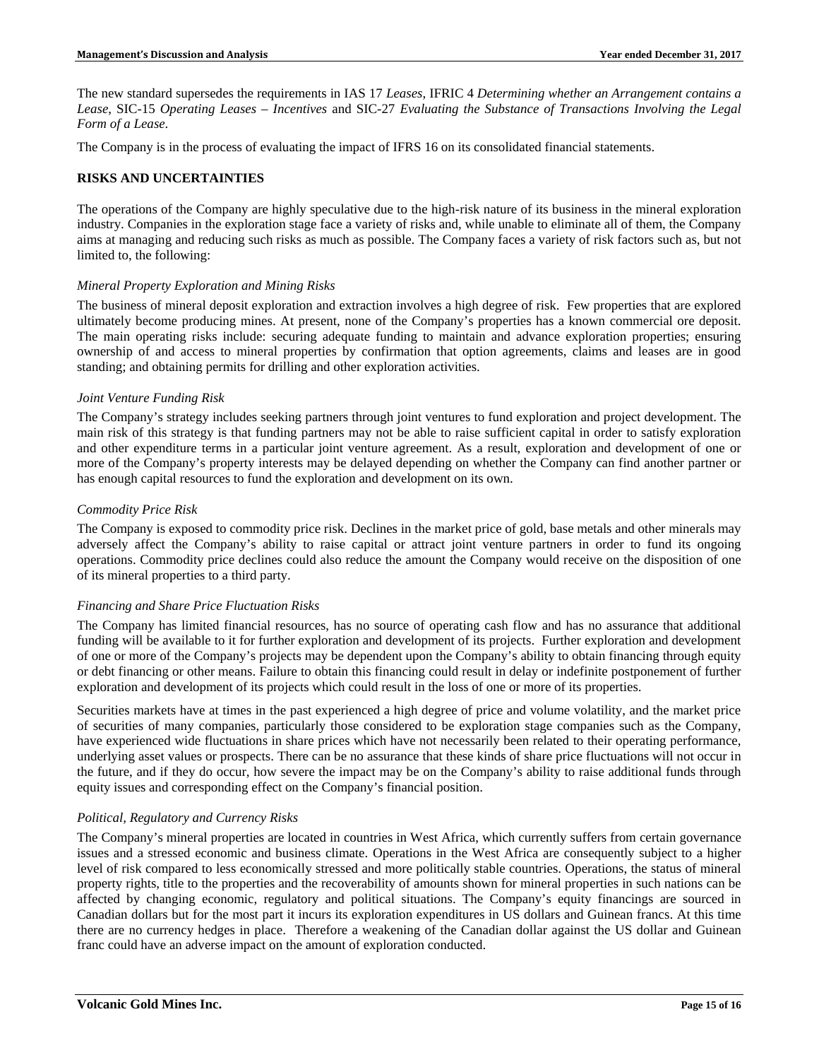The new standard supersedes the requirements in IAS 17 *Leases*, IFRIC 4 *Determining whether an Arrangement contains a Lease*, SIC-15 *Operating Leases – Incentives* and SIC-27 *Evaluating the Substance of Transactions Involving the Legal Form of a Lease*.

The Company is in the process of evaluating the impact of IFRS 16 on its consolidated financial statements.

## RISKS AND UNCERTAINTIES

The operations of the Company are highly speculative due to the high-risk nature of its business in the mineral exploration industry. Companies in the exploration stage face a variety of risks and, while unable to eliminate all of them, the Company aims at managing and reducing such risks as much as possible. The Company faces a variety of risk factors such as, but not limited to, the following:

### *Mineral Property Exploration and Mining Risks*

The business of mineral deposit exploration and extraction involves a high degree of risk. Few properties that are explored ultimately become producing mines. At present, none of the Company's properties has a known commercial ore deposit. The main operating risks include: securing adequate funding to maintain and advance exploration properties; ensuring ownership of and access to mineral properties by confirmation that option agreements, claims and leases are in good standing; and obtaining permits for drilling and other exploration activities.

### *Joint Venture Funding Risk*

The Company's strategy includes seeking partners through joint ventures to fund exploration and project development. The main risk of this strategy is that funding partners may not be able to raise sufficient capital in order to satisfy exploration and other expenditure terms in a particular joint venture agreement. As a result, exploration and development of one or more of the Company's property interests may be delayed depending on whether the Company can find another partner or has enough capital resources to fund the exploration and development on its own.

### *Commodity Price Risk*

The Company is exposed to commodity price risk. Declines in the market price of gold, base metals and other minerals may adversely affect the Company's ability to raise capital or attract joint venture partners in order to fund its ongoing operations. Commodity price declines could also reduce the amount the Company would receive on the disposition of one of its mineral properties to a third party.

### *Financing and Share Price Fluctuation Risks*

The Company has limited financial resources, has no source of operating cash flow and has no assurance that additional funding will be available to it for further exploration and development of its projects. Further exploration and development of one or more of the Company's projects may be dependent upon the Company's ability to obtain financing through equity or debt financing or other means. Failure to obtain this financing could result in delay or indefinite postponement of further exploration and development of its projects which could result in the loss of one or more of its properties.

Securities markets have at times in the past experienced a high degree of price and volume volatility, and the market price of securities of many companies, particularly those considered to be exploration stage companies such as the Company, have experienced wide fluctuations in share prices which have not necessarily been related to their operating performance, underlying asset values or prospects. There can be no assurance that these kinds of share price fluctuations will not occur in the future, and if they do occur, how severe the impact may be on the Company's ability to raise additional funds through equity issues and corresponding effect on the Company's financial position.

### *Political, Regulatory and Currency Risks*

The Company's mineral properties are located in countries in West Africa, which currently suffers from certain governance issues and a stressed economic and business climate. Operations in the West Africa are consequently subject to a higher level of risk compared to less economically stressed and more politically stable countries. Operations, the status of mineral property rights, title to the properties and the recoverability of amounts shown for mineral properties in such nations can be affected by changing economic, regulatory and political situations. The Company's equity financings are sourced in Canadian dollars but for the most part it incurs its exploration expenditures in US dollars and Guinean francs. At this time there are no currency hedges in place. Therefore a weakening of the Canadian dollar against the US dollar and Guinean franc could have an adverse impact on the amount of exploration conducted.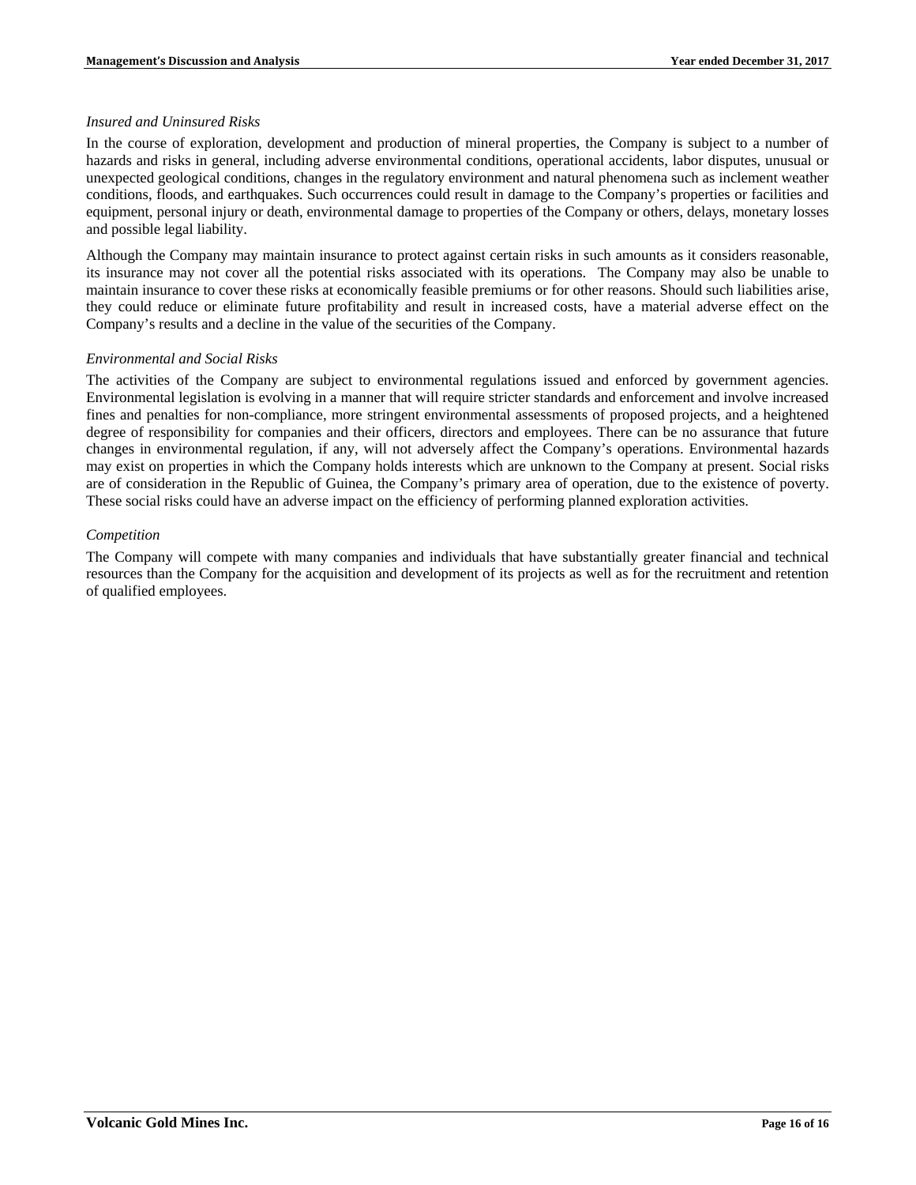*Insured and Uninsured Risks*

In the course of exploration, development and production of mineral properties, the Company is subject to a number of hazards and risks in general, including adverse environmental conditions, operational accidents, labor disputes, unusual or unexpected geological conditions, changes in the regulatory environment and natural phenomena such as inclement weather conditions, floods, and earthquakes. Such occurrences could result in damage to the Company's properties or facilities and equipment, personal injury or death, environmental damage to properties of the Company or others, delays, monetary losses and possible legal liability.

Although the Company may maintain insurance to protect against certain risks in such amounts as it considers reasonable, its insurance may not cover all the potential risks associated with its operations. The Company may also be unable to maintain insurance to cover these risks at economically feasible premiums or for other reasons. Should such liabilities arise, they could reduce or eliminate future profitability and result in increased costs, have a material adverse effect on the Company's results and a decline in the value of the securities of the Company.

*Environmental and Social Risks*

The activities of the Company are subject to environmental regulations issued and enforced by government agencies. Environmental legislation is evolving in a manner that will require stricter standards and enforcement and involve increased fines and penalties for non-compliance, more stringent environmental assessments of proposed projects, and a heightened degree of responsibility for companies and their officers, directors and employees. There can be no assurance that future changes in environmental regulation, if any, will not adversely affect the Company's operations. Environmental hazards may exist on properties in which the Company holds interests which are unknown to the Company at present. Social risks are of consideration in the Republic of Guinea, the Company's primary area of operation, due to the existence of poverty. These social risks could have an adverse impact on the efficiency of performing planned exploration activities.

*Competition*

The Company will compete with many companies and individuals that have substantially greater financial and technical resources than the Company for the acquisition and development of its projects as well as for the recruitment and retention of qualified employees.